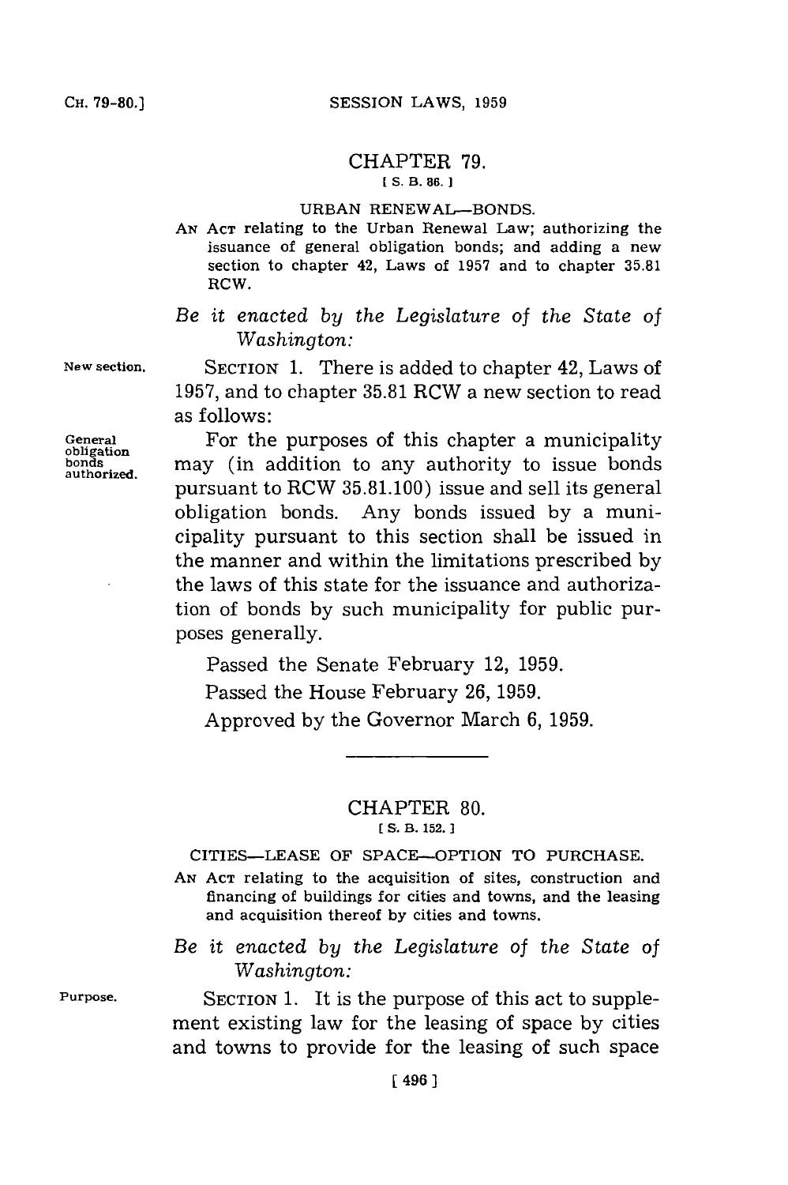## CHAPTER 79.

[ S. B. 86. ]

URBAN RENEWAL—BONDS.

AN ACT relating to the Urban Renewal Law; authorizing the issuance of general obligation bonds; and adding a new section to chapter 42, Laws of 1957 and to chapter 35.81 RCW.

*Be it enacted by the Legislature of the State of Washington:*

New section.

SECTION 1. There is added to chapter 42, Laws of 1957, and to chapter 35.81 RCW a new section to read as follows:

General obligation bonds authorized.

For the purposes of this chapter a municipality may (in addition to any authority to issue bonds pursuant to RCW 35.81.100) issue and sell its general obligation bonds. Any bonds issued by a municipality pursuant to this section shall be issued in the manner and within the limitations prescribed by the laws of this state for the issuance and authorization of bonds by such municipality for public purposes generally.

Passed the Senate February 12, 1959.

Passed the House February 26, 1959.

Approved by the Governor March 6, 1959.

---

## CHAPTER 80.

[ S. B. 152. ]

CITIES—LEASE OF SPACE—OPTION TO PURCHASE.

AN ACT relating to the acquisition of sites, construction and financing of buildings for cities and towns, and the leasing and acquisition thereof by cities and towns.

*Be it enacted by the Legislature of the State of Washington:*

Purpose.

SECTION 1. It is the purpose of this act to supplement existing law for the leasing of space by cities and towns to provide for the leasing of such space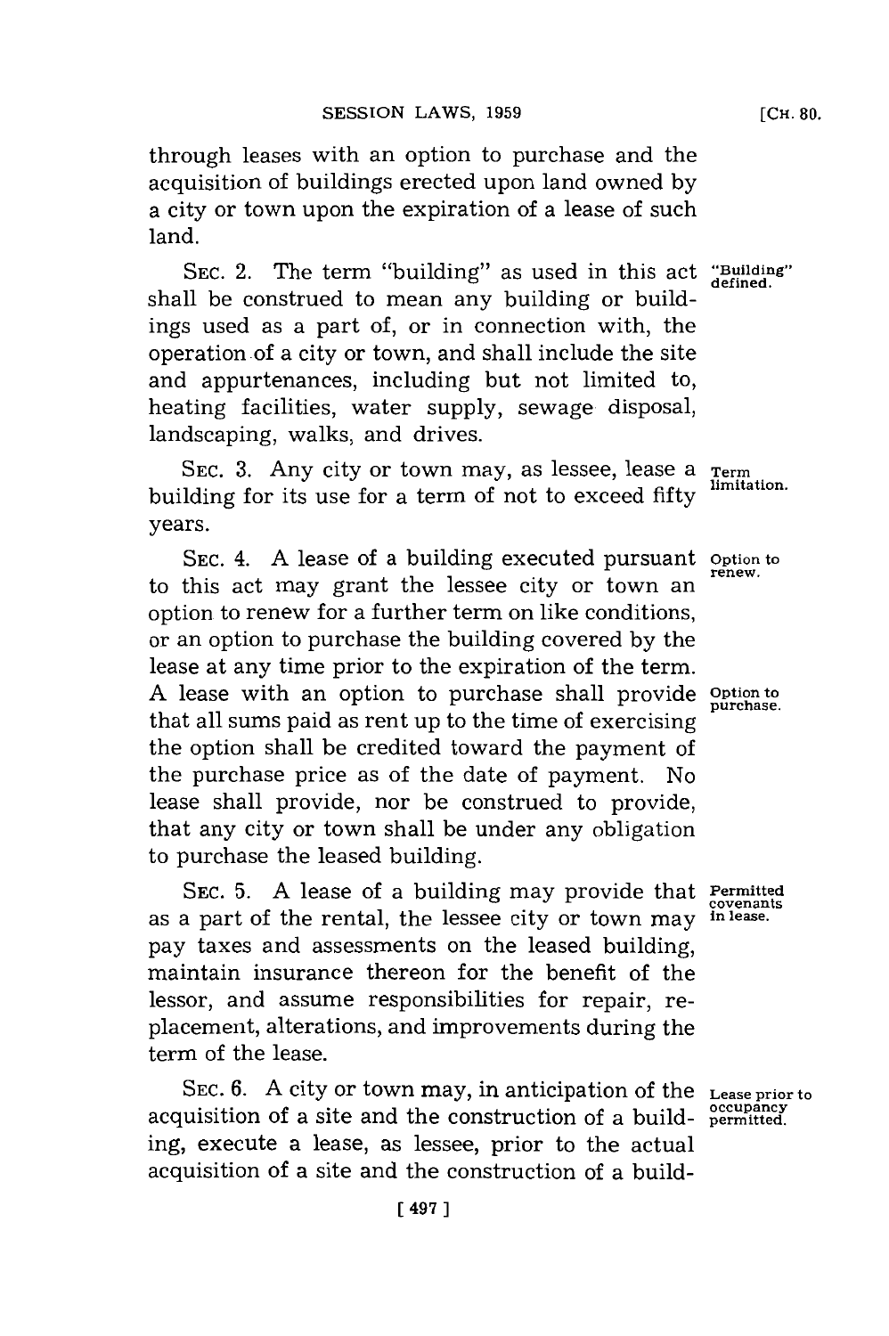through leases with an option to purchase and the acquisition of buildings erected upon land owned by a city or town upon the expiration of a lease of such land.

SEC. 2. The term "building" as used in this act shall be construed to mean any building or buildings used as a part of, or in connection with, the operation of a city or town, and shall include the site and appurtenances, including but not limited to, heating facilities, water supply, sewage disposal, landscaping, walks, and drives.

"Building" defined.

SEC. 3. Any city or town may, as lessee, lease a building for its use for a term of not to exceed fifty years.

Term limitation.

SEC. 4. A lease of a building executed pursuant to this act may grant the lessee city or town an option to renew for a further term on like conditions, or an option to purchase the building covered by the lease at any time prior to the expiration of the term. A lease with an option to purchase shall provide that all sums paid as rent up to the time of exercising the option shall be credited toward the payment of the purchase price as of the date of payment. No lease shall provide, nor be construed to provide, that any city or town shall be under any obligation to purchase the leased building.

Option to renew.

Option to purchase.

SEC. 5. A lease of a building may provide that as a part of the rental, the lessee city or town may pay taxes and assessments on the leased building, maintain insurance thereon for the benefit of the lessor, and assume responsibilities for repair, replacement, alterations, and improvements during the term of the lease.

Permitted covenants in lease.

SEC. 6. A city or town may, in anticipation of the acquisition of a site and the construction of a building, execute a lease, as lessee, prior to the actual acquisition of a site and the construction of a build-

Lease prior to occupancy permitted.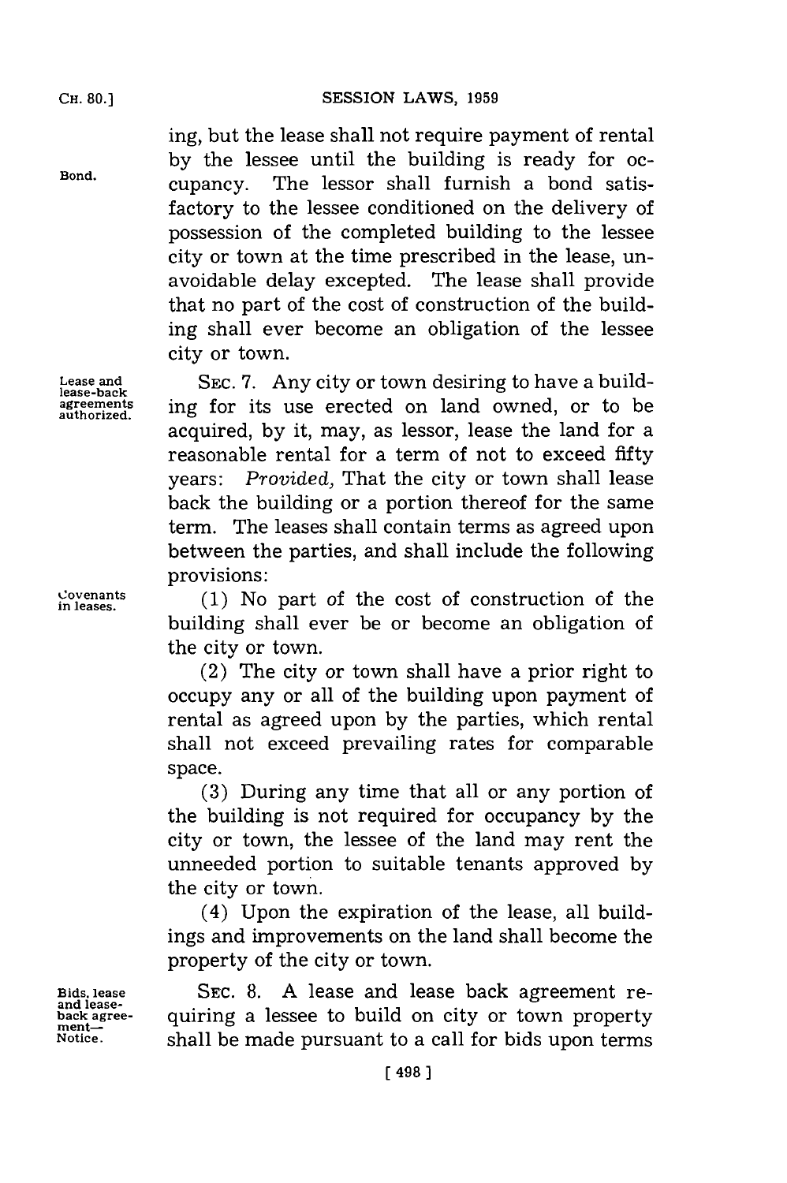ing, but the lease shall not require payment of rental by the lessee until the building is ready for occupancy. The lessor shall furnish a bond satisfactory to the lessee conditioned on the delivery of possession of the completed building to the lessee city or town at the time prescribed in the lease, unavoidable delay excepted. The lease shall provide that no part of the cost of construction of the building shall ever become an obligation of the lessee city or town.

Bond.

Lease and lease-back agreements authorized.

SEC. 7. Any city or town desiring to have a building for its use erected on land owned, or to be acquired, by it, may, as lessor, lease the land for a reasonable rental for a term of not to exceed fifty years: *Provided,* That the city or town shall lease back the building or a portion thereof for the same term. The leases shall contain terms as agreed upon between the parties, and shall include the following provisions:

Covenants in leases.

(1) No part of the cost of construction of the building shall ever be or become an obligation of the city or town.

(2) The city or town shall have a prior right to occupy any or all of the building upon payment of rental as agreed upon by the parties, which rental shall not exceed prevailing rates for comparable space.

(3) During any time that all or any portion of the building is not required for occupancy by the city or town, the lessee of the land may rent the unneeded portion to suitable tenants approved by the city or town.

(4) Upon the expiration of the lease, all buildings and improvements on the land shall become the property of the city or town.

Bids, lease and lease-back agreement—Notice.

SEC. 8. A lease and lease back agreement requiring a lessee to build on city or town property shall be made pursuant to a call for bids upon terms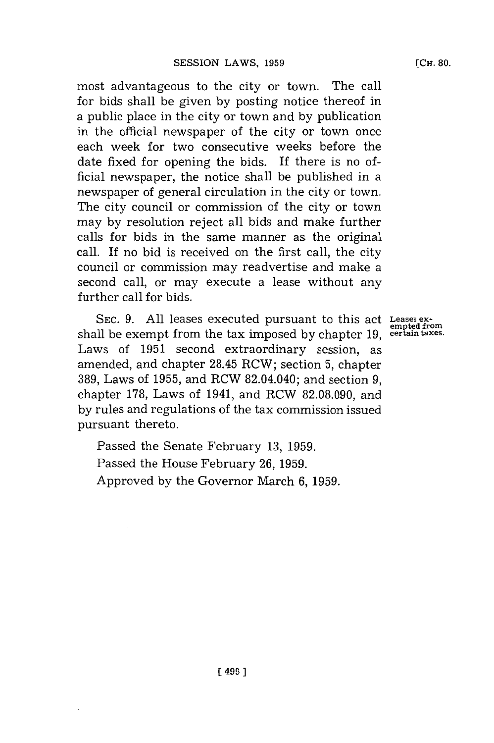most advantageous to the city or town. The call for bids shall be given by posting notice thereof in a public place in the city or town and by publication in the official newspaper of the city or town once each week for two consecutive weeks before the date fixed for opening the bids. If there is no official newspaper, the notice shall be published in a newspaper of general circulation in the city or town. The city council or commission of the city or town may by resolution reject all bids and make further calls for bids in the same manner as the original call. If no bid is received on the first call, the city council or commission may readvertise and make a second call, or may execute a lease without any further call for bids.

Leases exempted from certain taxes.

SEC. 9. All leases executed pursuant to this act shall be exempt from the tax imposed by chapter 19, Laws of 1951 second extraordinary session, as amended, and chapter 28.45 RCW; section 5, chapter 389, Laws of 1955, and RCW 82.04.040; and section 9, chapter 178, Laws of 1941, and RCW 82.08.090, and by rules and regulations of the tax commission issued pursuant thereto.

Passed the Senate February 13, 1959.

Passed the House February 26, 1959.

Approved by the Governor March 6, 1959.